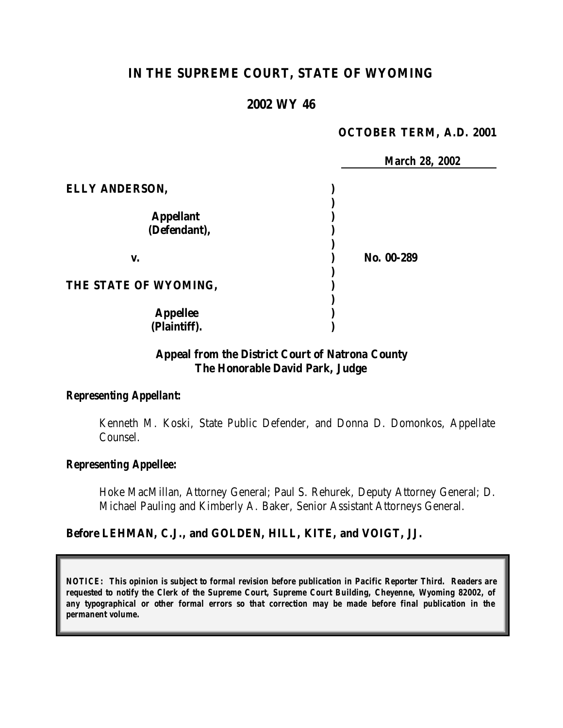# IN THE SUPREME COURT, STATE OF WYOMING

## 2002 WY 46

**OCTOBER TERM, A.D. 2001**

**March 28, 2002**

| | | |
|---|---|---|
| **ELLY ANDERSON,** | ) | |
| | ) | |
| **Appellant** | ) | |
| **(Defendant),** | ) | |
| | ) | |
| **v.** | ) | **No. 00-289** |
| | ) | |
| **THE STATE OF WYOMING,** | ) | |
| | ) | |
| **Appellee** | ) | |
| **(Plaintiff).** | ) | |

**Appeal from the District Court of Natrona County**
**The Honorable David Park, Judge**

***Representing Appellant:***

Kenneth M. Koski, State Public Defender, and Donna D. Domonkos, Appellate Counsel.

***Representing Appellee:***

Hoke MacMillan, Attorney General; Paul S. Rehurek, Deputy Attorney General; D. Michael Pauling and Kimberly A. Baker, Senior Assistant Attorneys General.

**Before LEHMAN, C.J., and GOLDEN, HILL, KITE, and VOIGT, JJ.**

***NOTICE: This opinion is subject to formal revision before publication in Pacific Reporter Third. Readers are requested to notify the Clerk of the Supreme Court, Supreme Court Building, Cheyenne, Wyoming 82002, of any typographical or other formal errors so that correction may be made before final publication in the permanent volume.***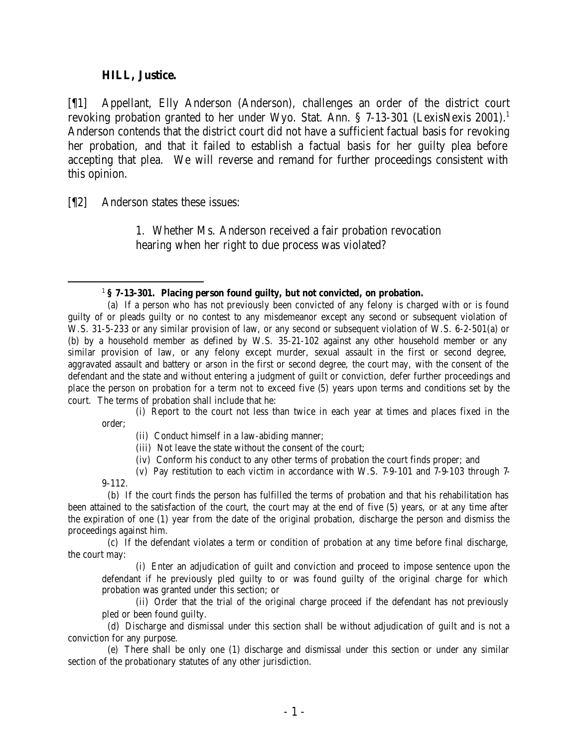**HILL, Justice.**

[¶1] Appellant, Elly Anderson (Anderson), challenges an order of the district court revoking probation granted to her under Wyo. Stat. Ann. § 7-13-301 (LexisNexis 2001).[1] Anderson contends that the district court did not have a sufficient factual basis for revoking her probation, and that it failed to establish a factual basis for her guilty plea before accepting that plea. We will reverse and remand for further proceedings consistent with this opinion.

[¶2] Anderson states these issues:

> 1. Whether Ms. Anderson received a fair probation revocation hearing when her right to due process was violated?

---

[1] **§ 7-13-301. Placing person found guilty, but not convicted, on probation.**

(a) If a person who has not previously been convicted of any felony is charged with or is found guilty of or pleads guilty or no contest to any misdemeanor except any second or subsequent violation of W.S. 31-5-233 or any similar provision of law, or any second or subsequent violation of W.S. 6-2-501(a) or (b) by a household member as defined by W.S. 35-21-102 against any other household member or any similar provision of law, or any felony except murder, sexual assault in the first or second degree, aggravated assault and battery or arson in the first or second degree, the court may, with the consent of the defendant and the state and without entering a judgment of guilt or conviction, defer further proceedings and place the person on probation for a term not to exceed five (5) years upon terms and conditions set by the court. The terms of probation shall include that he:

(i) Report to the court not less than twice in each year at times and places fixed in the order;

(ii) Conduct himself in a law-abiding manner;

(iii) Not leave the state without the consent of the court;

(iv) Conform his conduct to any other terms of probation the court finds proper; and

(v) Pay restitution to each victim in accordance with W.S. 7-9-101 and 7-9-103 through 7-9-112.

(b) If the court finds the person has fulfilled the terms of probation and that his rehabilitation has been attained to the satisfaction of the court, the court may at the end of five (5) years, or at any time after the expiration of one (1) year from the date of the original probation, discharge the person and dismiss the proceedings against him.

(c) If the defendant violates a term or condition of probation at any time before final discharge, the court may:

(i) Enter an adjudication of guilt and conviction and proceed to impose sentence upon the defendant if he previously pled guilty to or was found guilty of the original charge for which probation was granted under this section; or

(ii) Order that the trial of the original charge proceed if the defendant has not previously pled or been found guilty.

(d) Discharge and dismissal under this section shall be without adjudication of guilt and is not a conviction for any purpose.

(e) There shall be only one (1) discharge and dismissal under this section or under any similar section of the probationary statutes of any other jurisdiction.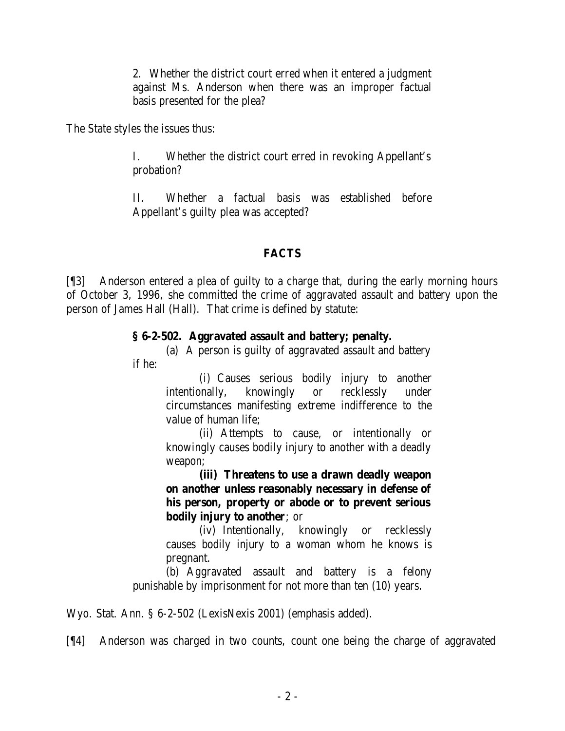> 2. Whether the district court erred when it entered a judgment against Ms. Anderson when there was an improper factual basis presented for the plea?

The State styles the issues thus:

> I. Whether the district court erred in revoking Appellant's probation?
>
> II. Whether a factual basis was established before Appellant's guilty plea was accepted?

## FACTS

[¶3] Anderson entered a plea of guilty to a charge that, during the early morning hours of October 3, 1996, she committed the crime of aggravated assault and battery upon the person of James Hall (Hall). That crime is defined by statute:

> **§ 6-2-502. Aggravated assault and battery; penalty.**
>
> (a) A person is guilty of aggravated assault and battery if he:
>
> > (i) Causes serious bodily injury to another intentionally, knowingly or recklessly under circumstances manifesting extreme indifference to the value of human life;
> >
> > (ii) Attempts to cause, or intentionally or knowingly causes bodily injury to another with a deadly weapon;
> >
> > **(iii) Threatens to use a drawn deadly weapon on another unless reasonably necessary in defense of his person, property or abode or to prevent serious bodily injury to another**; or
> >
> > (iv) Intentionally, knowingly or recklessly causes bodily injury to a woman whom he knows is pregnant.
>
> (b) Aggravated assault and battery is a felony punishable by imprisonment for not more than ten (10) years.

Wyo. Stat. Ann. § 6-2-502 (LexisNexis 2001) (emphasis added).

[¶4] Anderson was charged in two counts, count one being the charge of aggravated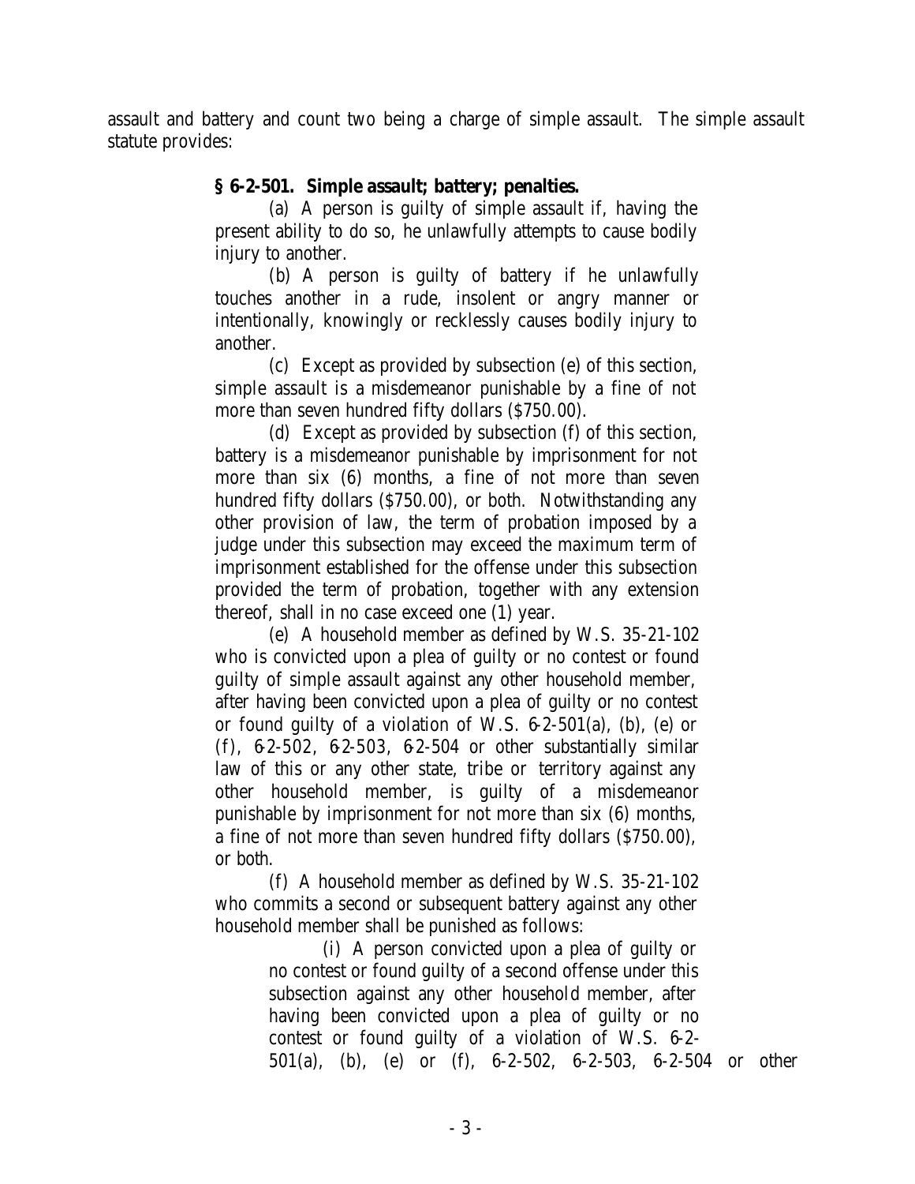assault and battery and count two being a charge of simple assault. The simple assault statute provides:

> **§ 6-2-501. Simple assault; battery; penalties.**
>
> (a) A person is guilty of simple assault if, having the present ability to do so, he unlawfully attempts to cause bodily injury to another.
>
> (b) A person is guilty of battery if he unlawfully touches another in a rude, insolent or angry manner or intentionally, knowingly or recklessly causes bodily injury to another.
>
> (c) Except as provided by subsection (e) of this section, simple assault is a misdemeanor punishable by a fine of not more than seven hundred fifty dollars ($750.00).
>
> (d) Except as provided by subsection (f) of this section, battery is a misdemeanor punishable by imprisonment for not more than six (6) months, a fine of not more than seven hundred fifty dollars ($750.00), or both. Notwithstanding any other provision of law, the term of probation imposed by a judge under this subsection may exceed the maximum term of imprisonment established for the offense under this subsection provided the term of probation, together with any extension thereof, shall in no case exceed one (1) year.
>
> (e) A household member as defined by W.S. 35-21-102 who is convicted upon a plea of guilty or no contest or found guilty of simple assault against any other household member, after having been convicted upon a plea of guilty or no contest or found guilty of a violation of W.S. 6-2-501(a), (b), (e) or (f), 6-2-502, 6-2-503, 6-2-504 or other substantially similar law of this or any other state, tribe or territory against any other household member, is guilty of a misdemeanor punishable by imprisonment for not more than six (6) months, a fine of not more than seven hundred fifty dollars ($750.00), or both.
>
> (f) A household member as defined by W.S. 35-21-102 who commits a second or subsequent battery against any other household member shall be punished as follows:
>
> > (i) A person convicted upon a plea of guilty or no contest or found guilty of a second offense under this subsection against any other household member, after having been convicted upon a plea of guilty or no contest or found guilty of a violation of W.S. 6-2-501(a), (b), (e) or (f), 6-2-502, 6-2-503, 6-2-504 or other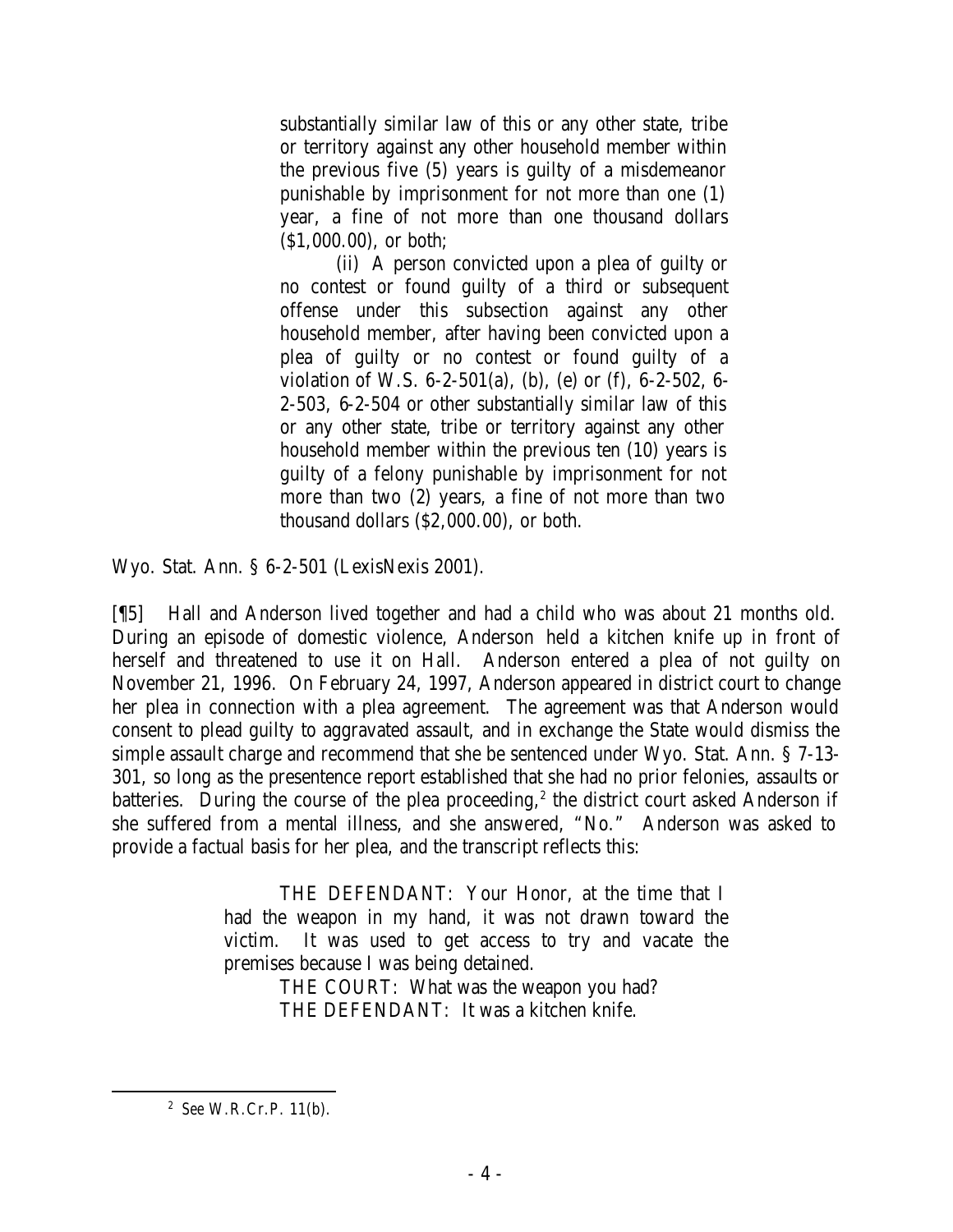> substantially similar law of this or any other state, tribe or territory against any other household member within the previous five (5) years is guilty of a misdemeanor punishable by imprisonment for not more than one (1) year, a fine of not more than one thousand dollars ($1,000.00), or both;
>
> (ii) A person convicted upon a plea of guilty or no contest or found guilty of a third or subsequent offense under this subsection against any other household member, after having been convicted upon a plea of guilty or no contest or found guilty of a violation of W.S. 6-2-501(a), (b), (e) or (f), 6-2-502, 6-2-503, 6-2-504 or other substantially similar law of this or any other state, tribe or territory against any other household member within the previous ten (10) years is guilty of a felony punishable by imprisonment for not more than two (2) years, a fine of not more than two thousand dollars ($2,000.00), or both.

Wyo. Stat. Ann. § 6-2-501 (LexisNexis 2001).

[¶5] Hall and Anderson lived together and had a child who was about 21 months old. During an episode of domestic violence, Anderson held a kitchen knife up in front of herself and threatened to use it on Hall. Anderson entered a plea of not guilty on November 21, 1996. On February 24, 1997, Anderson appeared in district court to change her plea in connection with a plea agreement. The agreement was that Anderson would consent to plead guilty to aggravated assault, and in exchange the State would dismiss the simple assault charge and recommend that she be sentenced under Wyo. Stat. Ann. § 7-13-301, so long as the presentence report established that she had no prior felonies, assaults or batteries. During the course of the plea proceeding,[2] the district court asked Anderson if she suffered from a mental illness, and she answered, "No." Anderson was asked to provide a factual basis for her plea, and the transcript reflects this:

> THE DEFENDANT: Your Honor, at the time that I had the weapon in my hand, it was not drawn toward the victim. It was used to get access to try and vacate the premises because I was being detained.
>
> THE COURT: What was the weapon you had?
>
> THE DEFENDANT: It was a kitchen knife.

---

[2] *See* W.R.Cr.P. 11(b).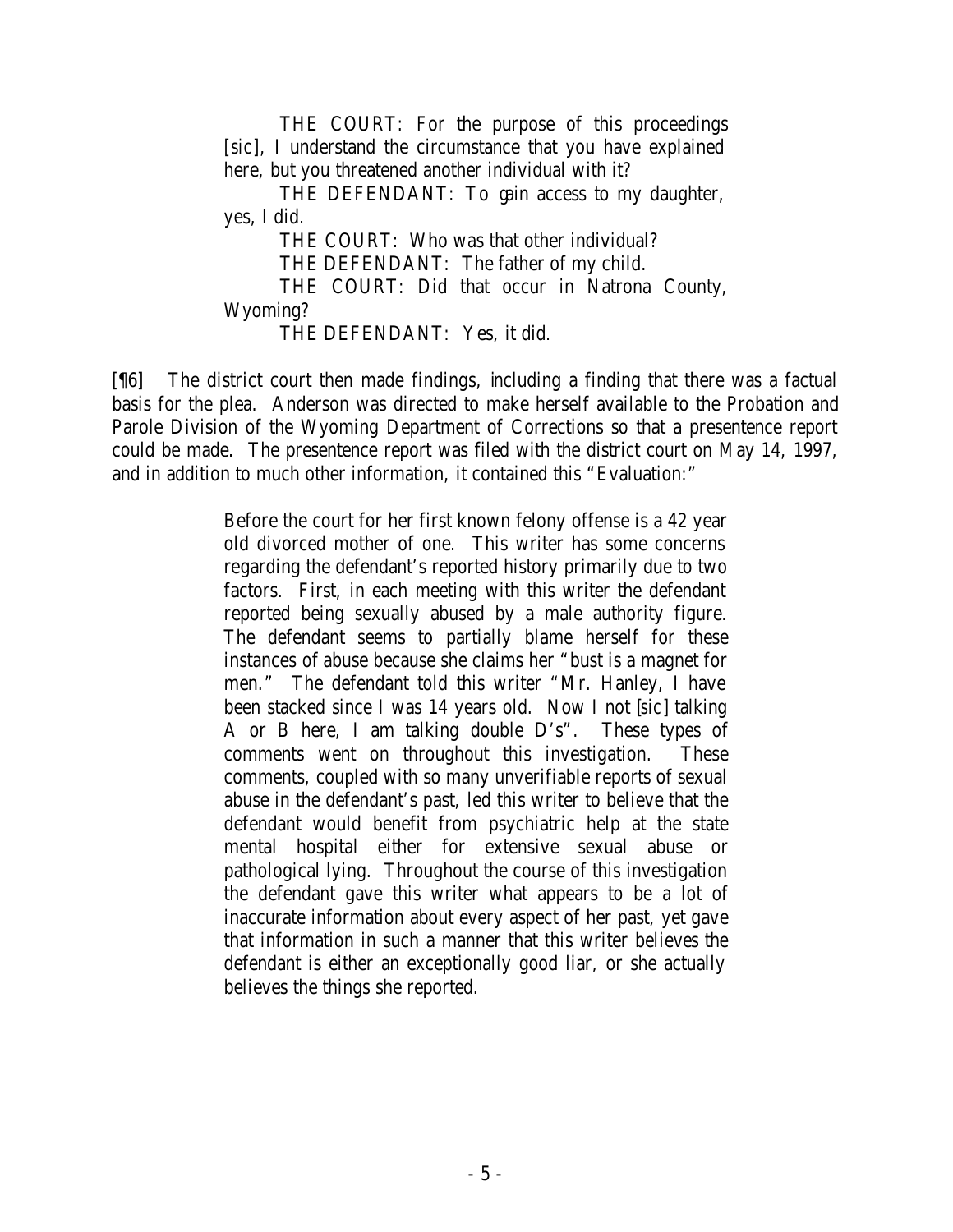> THE COURT: For the purpose of this proceedings [sic], I understand the circumstance that you have explained here, but you threatened another individual with it?
>
> THE DEFENDANT: To gain access to my daughter, yes, I did.
>
> THE COURT: Who was that other individual?
>
> THE DEFENDANT: The father of my child.
>
> THE COURT: Did that occur in Natrona County, Wyoming?
>
> THE DEFENDANT: Yes, it did.

[¶6] The district court then made findings, including a finding that there was a factual basis for the plea. Anderson was directed to make herself available to the Probation and Parole Division of the Wyoming Department of Corrections so that a presentence report could be made. The presentence report was filed with the district court on May 14, 1997, and in addition to much other information, it contained this "Evaluation:"

> Before the court for her first known felony offense is a 42 year old divorced mother of one. This writer has some concerns regarding the defendant's reported history primarily due to two factors. First, in each meeting with this writer the defendant reported being sexually abused by a male authority figure. The defendant seems to partially blame herself for these instances of abuse because she claims her "bust is a magnet for men." The defendant told this writer "Mr. Hanley, I have been stacked since I was 14 years old. Now I not [sic] talking A or B here, I am talking double D's". These types of comments went on throughout this investigation. These comments, coupled with so many unverifiable reports of sexual abuse in the defendant's past, led this writer to believe that the defendant would benefit from psychiatric help at the state mental hospital either for extensive sexual abuse or pathological lying. Throughout the course of this investigation the defendant gave this writer what appears to be a lot of inaccurate information about every aspect of her past, yet gave that information in such a manner that this writer believes the defendant is either an exceptionally good liar, or she actually believes the things she reported.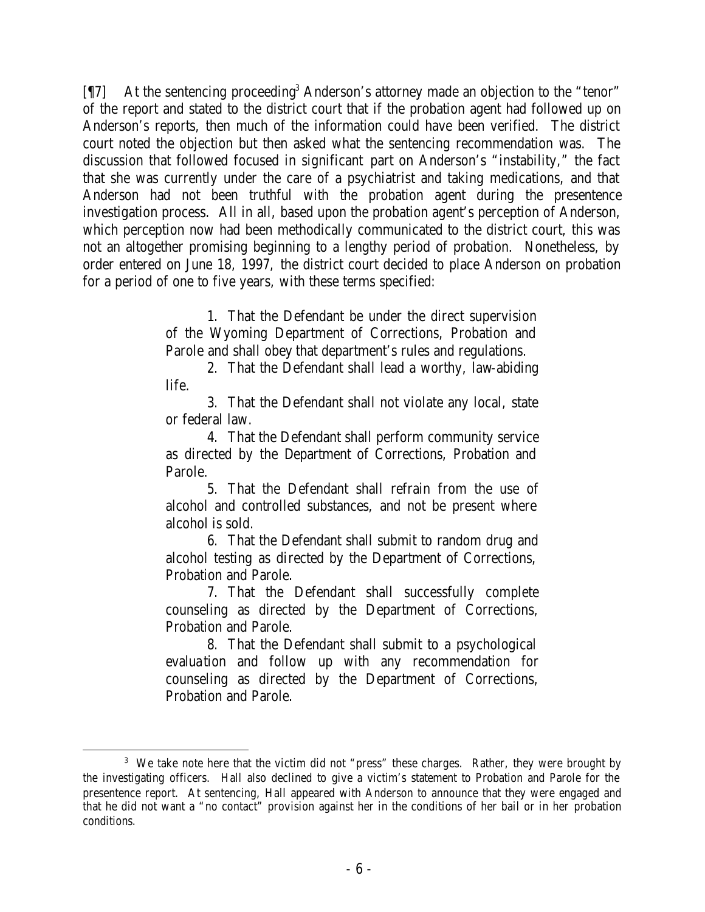[¶7] At the sentencing proceeding[3] Anderson's attorney made an objection to the "tenor" of the report and stated to the district court that if the probation agent had followed up on Anderson's reports, then much of the information could have been verified. The district court noted the objection but then asked what the sentencing recommendation was. The discussion that followed focused in significant part on Anderson's "instability," the fact that she was currently under the care of a psychiatrist and taking medications, and that Anderson had not been truthful with the probation agent during the presentence investigation process. All in all, based upon the probation agent's perception of Anderson, which perception now had been methodically communicated to the district court, this was not an altogether promising beginning to a lengthy period of probation. Nonetheless, by order entered on June 18, 1997, the district court decided to place Anderson on probation for a period of one to five years, with these terms specified:

> 1. That the Defendant be under the direct supervision of the Wyoming Department of Corrections, Probation and Parole and shall obey that department's rules and regulations.
>
> 2. That the Defendant shall lead a worthy, law-abiding life.
>
> 3. That the Defendant shall not violate any local, state or federal law.
>
> 4. That the Defendant shall perform community service as directed by the Department of Corrections, Probation and Parole.
>
> 5. That the Defendant shall refrain from the use of alcohol and controlled substances, and not be present where alcohol is sold.
>
> 6. That the Defendant shall submit to random drug and alcohol testing as directed by the Department of Corrections, Probation and Parole.
>
> 7. That the Defendant shall successfully complete counseling as directed by the Department of Corrections, Probation and Parole.
>
> 8. That the Defendant shall submit to a psychological evaluation and follow up with any recommendation for counseling as directed by the Department of Corrections, Probation and Parole.

---

[3] We take note here that the victim did not "press" these charges. Rather, they were brought by the investigating officers. Hall also declined to give a victim's statement to Probation and Parole for the presentence report. At sentencing, Hall appeared with Anderson to announce that they were engaged and that he did not want a "no contact" provision against her in the conditions of her bail or in her probation conditions.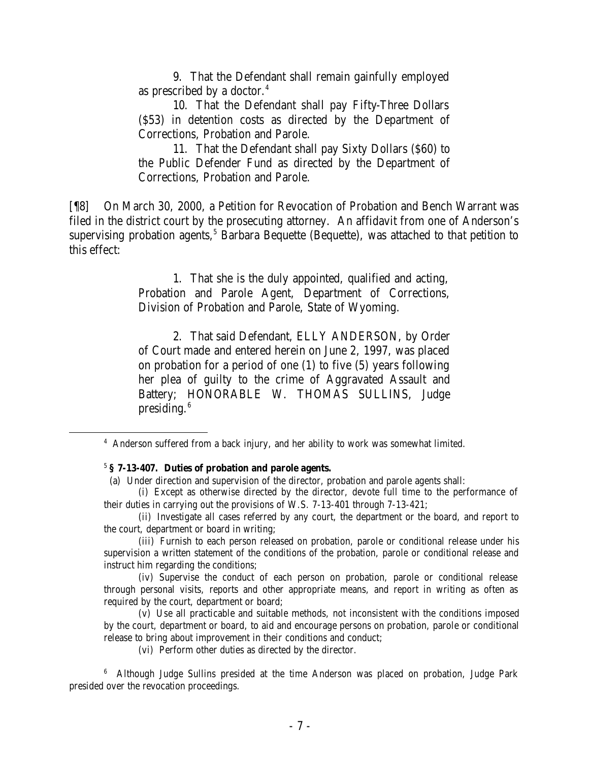9. That the Defendant shall remain gainfully employed as prescribed by a doctor.[4]

10. That the Defendant shall pay Fifty-Three Dollars ($53) in detention costs as directed by the Department of Corrections, Probation and Parole.

11. That the Defendant shall pay Sixty Dollars ($60) to the Public Defender Fund as directed by the Department of Corrections, Probation and Parole.

[¶8] On March 30, 2000, a Petition for Revocation of Probation and Bench Warrant was filed in the district court by the prosecuting attorney. An affidavit from one of Anderson's supervising probation agents,[5] Barbara Bequette (Bequette), was attached to that petition to this effect:

> 1. That she is the duly appointed, qualified and acting, Probation and Parole Agent, Department of Corrections, Division of Probation and Parole, State of Wyoming.
>
> 2. That said Defendant, ELLY ANDERSON, by Order of Court made and entered herein on June 2, 1997, was placed on probation for a period of one (1) to five (5) years following her plea of guilty to the crime of Aggravated Assault and Battery; HONORABLE W. THOMAS SULLINS, Judge presiding.[6]

---

[4] Anderson suffered from a back injury, and her ability to work was somewhat limited.

[5] **§ 7-13-407. Duties of probation and parole agents.**

(a) Under direction and supervision of the director, probation and parole agents shall:

(i) Except as otherwise directed by the director, devote full time to the performance of their duties in carrying out the provisions of W.S. 7-13-401 through 7-13-421;

(ii) Investigate all cases referred by any court, the department or the board, and report to the court, department or board in writing;

(iii) Furnish to each person released on probation, parole or conditional release under his supervision a written statement of the conditions of the probation, parole or conditional release and instruct him regarding the conditions;

(iv) Supervise the conduct of each person on probation, parole or conditional release through personal visits, reports and other appropriate means, and report in writing as often as required by the court, department or board;

(v) Use all practicable and suitable methods, not inconsistent with the conditions imposed by the court, department or board, to aid and encourage persons on probation, parole or conditional release to bring about improvement in their conditions and conduct;

(vi) Perform other duties as directed by the director.

[6] Although Judge Sullins presided at the time Anderson was placed on probation, Judge Park presided over the revocation proceedings.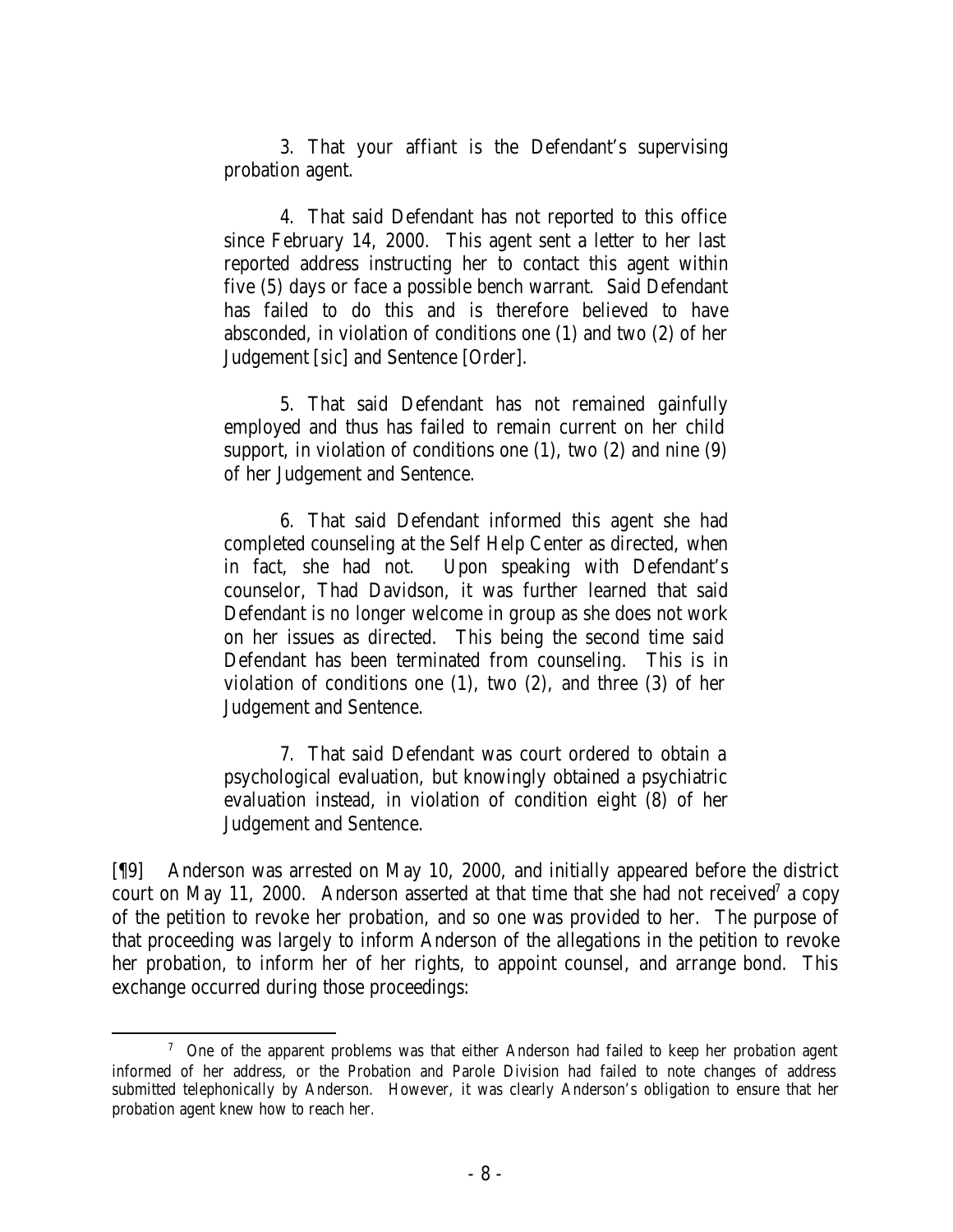3. That your affiant is the Defendant's supervising probation agent.

4. That said Defendant has not reported to this office since February 14, 2000. This agent sent a letter to her last reported address instructing her to contact this agent within five (5) days or face a possible bench warrant. Said Defendant has failed to do this and is therefore believed to have absconded, in violation of conditions one (1) and two (2) of her Judgement [*sic*] and Sentence [Order].

5. That said Defendant has not remained gainfully employed and thus has failed to remain current on her child support, in violation of conditions one (1), two (2) and nine (9) of her Judgement and Sentence.

6. That said Defendant informed this agent she had completed counseling at the Self Help Center as directed, when in fact, she had not. Upon speaking with Defendant's counselor, Thad Davidson, it was further learned that said Defendant is no longer welcome in group as she does not work on her issues as directed. This being the second time said Defendant has been terminated from counseling. This is in violation of conditions one (1), two (2), and three (3) of her Judgement and Sentence.

7. That said Defendant was court ordered to obtain a psychological evaluation, but knowingly obtained a psychiatric evaluation instead, in violation of condition eight (8) of her Judgement and Sentence.

[¶9] Anderson was arrested on May 10, 2000, and initially appeared before the district court on May 11, 2000. Anderson asserted at that time that she had not received[7] a copy of the petition to revoke her probation, and so one was provided to her. The purpose of that proceeding was largely to inform Anderson of the allegations in the petition to revoke her probation, to inform her of her rights, to appoint counsel, and arrange bond. This exchange occurred during those proceedings:

[7] One of the apparent problems was that either Anderson had failed to keep her probation agent informed of her address, or the Probation and Parole Division had failed to note changes of address submitted telephonically by Anderson. However, it was clearly Anderson's obligation to ensure that her probation agent knew how to reach her.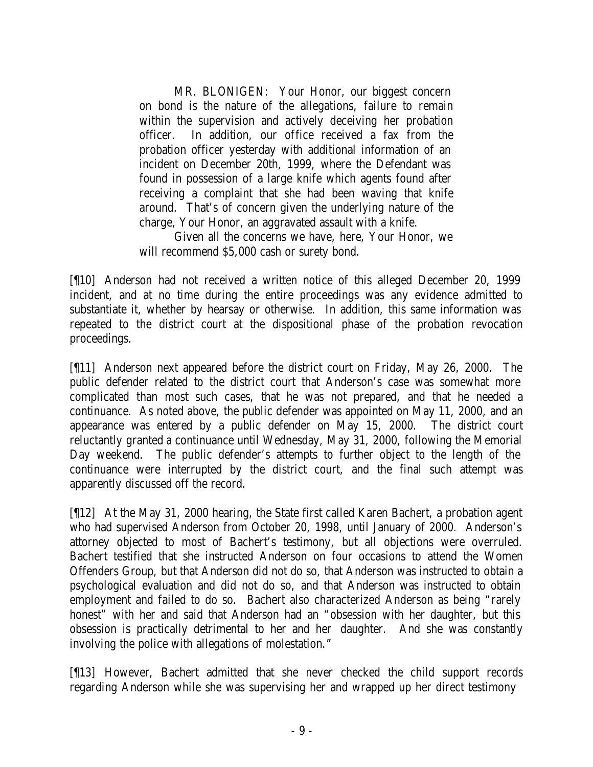> MR. BLONIGEN: Your Honor, our biggest concern on bond is the nature of the allegations, failure to remain within the supervision and actively deceiving her probation officer. In addition, our office received a fax from the probation officer yesterday with additional information of an incident on December 20th, 1999, where the Defendant was found in possession of a large knife which agents found after receiving a complaint that she had been waving that knife around. That's of concern given the underlying nature of the charge, Your Honor, an aggravated assault with a knife.
>
> Given all the concerns we have, here, Your Honor, we will recommend $5,000 cash or surety bond.

[¶10] Anderson had not received a written notice of this alleged December 20, 1999 incident, and at no time during the entire proceedings was any evidence admitted to substantiate it, whether by hearsay or otherwise. In addition, this same information was repeated to the district court at the dispositional phase of the probation revocation proceedings.

[¶11] Anderson next appeared before the district court on Friday, May 26, 2000. The public defender related to the district court that Anderson's case was somewhat more complicated than most such cases, that he was not prepared, and that he needed a continuance. As noted above, the public defender was appointed on May 11, 2000, and an appearance was entered by a public defender on May 15, 2000. The district court reluctantly granted a continuance until Wednesday, May 31, 2000, following the Memorial Day weekend. The public defender's attempts to further object to the length of the continuance were interrupted by the district court, and the final such attempt was apparently discussed off the record.

[¶12] At the May 31, 2000 hearing, the State first called Karen Bachert, a probation agent who had supervised Anderson from October 20, 1998, until January of 2000. Anderson's attorney objected to most of Bachert's testimony, but all objections were overruled. Bachert testified that she instructed Anderson on four occasions to attend the Women Offenders Group, but that Anderson did not do so, that Anderson was instructed to obtain a psychological evaluation and did not do so, and that Anderson was instructed to obtain employment and failed to do so. Bachert also characterized Anderson as being "rarely honest" with her and said that Anderson had an "obsession with her daughter, but this obsession is practically detrimental to her and her daughter. And she was constantly involving the police with allegations of molestation."

[¶13] However, Bachert admitted that she never checked the child support records regarding Anderson while she was supervising her and wrapped up her direct testimony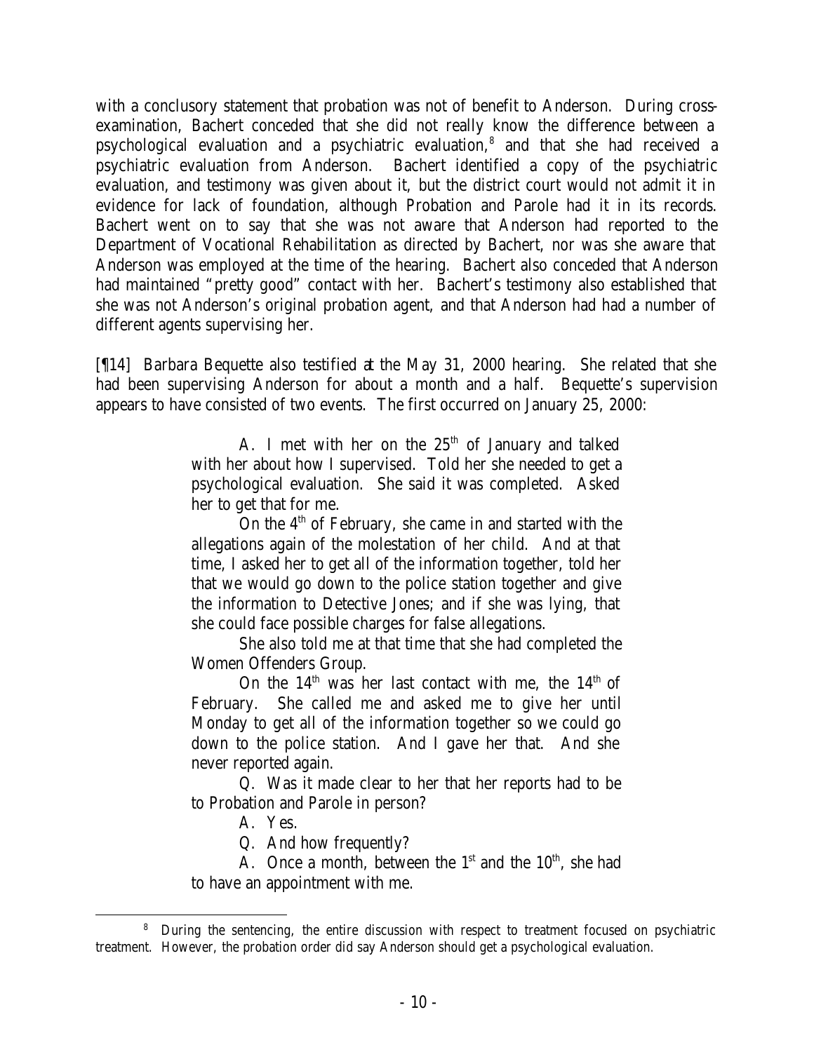with a conclusory statement that probation was not of benefit to Anderson. During cross-examination, Bachert conceded that she did not really know the difference between a psychological evaluation and a psychiatric evaluation,[8] and that she had received a psychiatric evaluation from Anderson. Bachert identified a copy of the psychiatric evaluation, and testimony was given about it, but the district court would not admit it in evidence for lack of foundation, although Probation and Parole had it in its records. Bachert went on to say that she was not aware that Anderson had reported to the Department of Vocational Rehabilitation as directed by Bachert, nor was she aware that Anderson was employed at the time of the hearing. Bachert also conceded that Anderson had maintained "pretty good" contact with her. Bachert's testimony also established that she was not Anderson's original probation agent, and that Anderson had had a number of different agents supervising her.

[¶14] Barbara Bequette also testified at the May 31, 2000 hearing. She related that she had been supervising Anderson for about a month and a half. Bequette's supervision appears to have consisted of two events. The first occurred on January 25, 2000:

> A. I met with her on the 25th of January and talked with her about how I supervised. Told her she needed to get a psychological evaluation. She said it was completed. Asked her to get that for me.
>
> On the 4th of February, she came in and started with the allegations again of the molestation of her child. And at that time, I asked her to get all of the information together, told her that we would go down to the police station together and give the information to Detective Jones; and if she was lying, that she could face possible charges for false allegations.
>
> She also told me at that time that she had completed the Women Offenders Group.
>
> On the 14th was her last contact with me, the 14th of February. She called me and asked me to give her until Monday to get all of the information together so we could go down to the police station. And I gave her that. And she never reported again.
>
> Q. Was it made clear to her that her reports had to be to Probation and Parole in person?
>
> A. Yes.
>
> Q. And how frequently?
>
> A. Once a month, between the 1st and the 10th, she had to have an appointment with me.

[8] During the sentencing, the entire discussion with respect to treatment focused on psychiatric treatment. However, the probation order did say Anderson should get a psychological evaluation.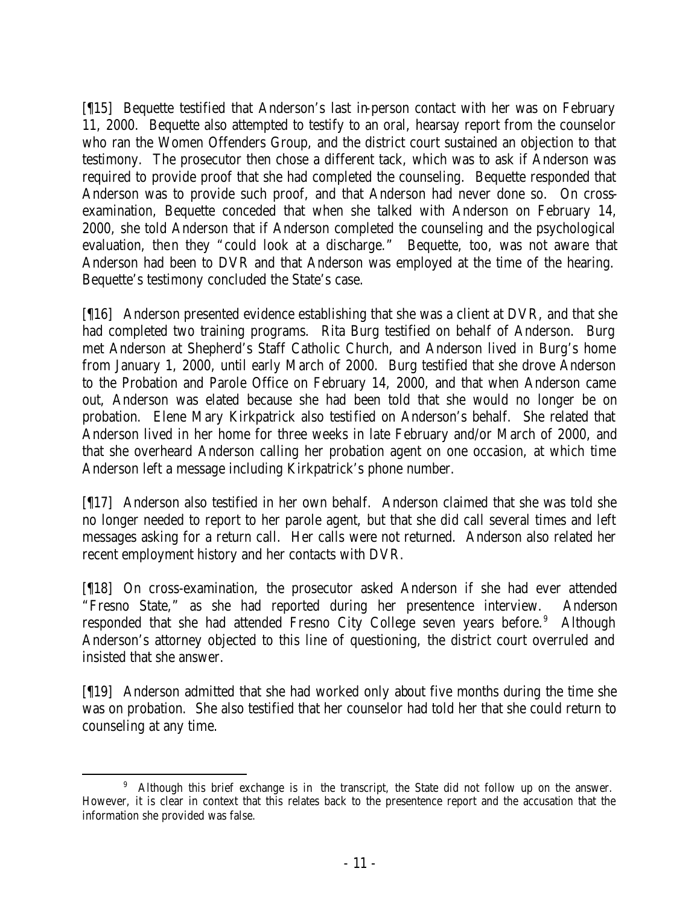[¶15] Bequette testified that Anderson's last in-person contact with her was on February 11, 2000. Bequette also attempted to testify to an oral, hearsay report from the counselor who ran the Women Offenders Group, and the district court sustained an objection to that testimony. The prosecutor then chose a different tack, which was to ask if Anderson was required to provide proof that she had completed the counseling. Bequette responded that Anderson was to provide such proof, and that Anderson had never done so. On cross-examination, Bequette conceded that when she talked with Anderson on February 14, 2000, she told Anderson that if Anderson completed the counseling and the psychological evaluation, then they "could look at a discharge." Bequette, too, was not aware that Anderson had been to DVR and that Anderson was employed at the time of the hearing. Bequette's testimony concluded the State's case.

[¶16] Anderson presented evidence establishing that she was a client at DVR, and that she had completed two training programs. Rita Burg testified on behalf of Anderson. Burg met Anderson at Shepherd's Staff Catholic Church, and Anderson lived in Burg's home from January 1, 2000, until early March of 2000. Burg testified that she drove Anderson to the Probation and Parole Office on February 14, 2000, and that when Anderson came out, Anderson was elated because she had been told that she would no longer be on probation. Elene Mary Kirkpatrick also testified on Anderson's behalf. She related that Anderson lived in her home for three weeks in late February and/or March of 2000, and that she overheard Anderson calling her probation agent on one occasion, at which time Anderson left a message including Kirkpatrick's phone number.

[¶17] Anderson also testified in her own behalf. Anderson claimed that she was told she no longer needed to report to her parole agent, but that she did call several times and left messages asking for a return call. Her calls were not returned. Anderson also related her recent employment history and her contacts with DVR.

[¶18] On cross-examination, the prosecutor asked Anderson if she had ever attended "Fresno State," as she had reported during her presentence interview. Anderson responded that she had attended Fresno City College seven years before.[9] Although Anderson's attorney objected to this line of questioning, the district court overruled and insisted that she answer.

[¶19] Anderson admitted that she had worked only about five months during the time she was on probation. She also testified that her counselor had told her that she could return to counseling at any time.

---

[9] Although this brief exchange is in the transcript, the State did not follow up on the answer. However, it is clear in context that this relates back to the presentence report and the accusation that the information she provided was false.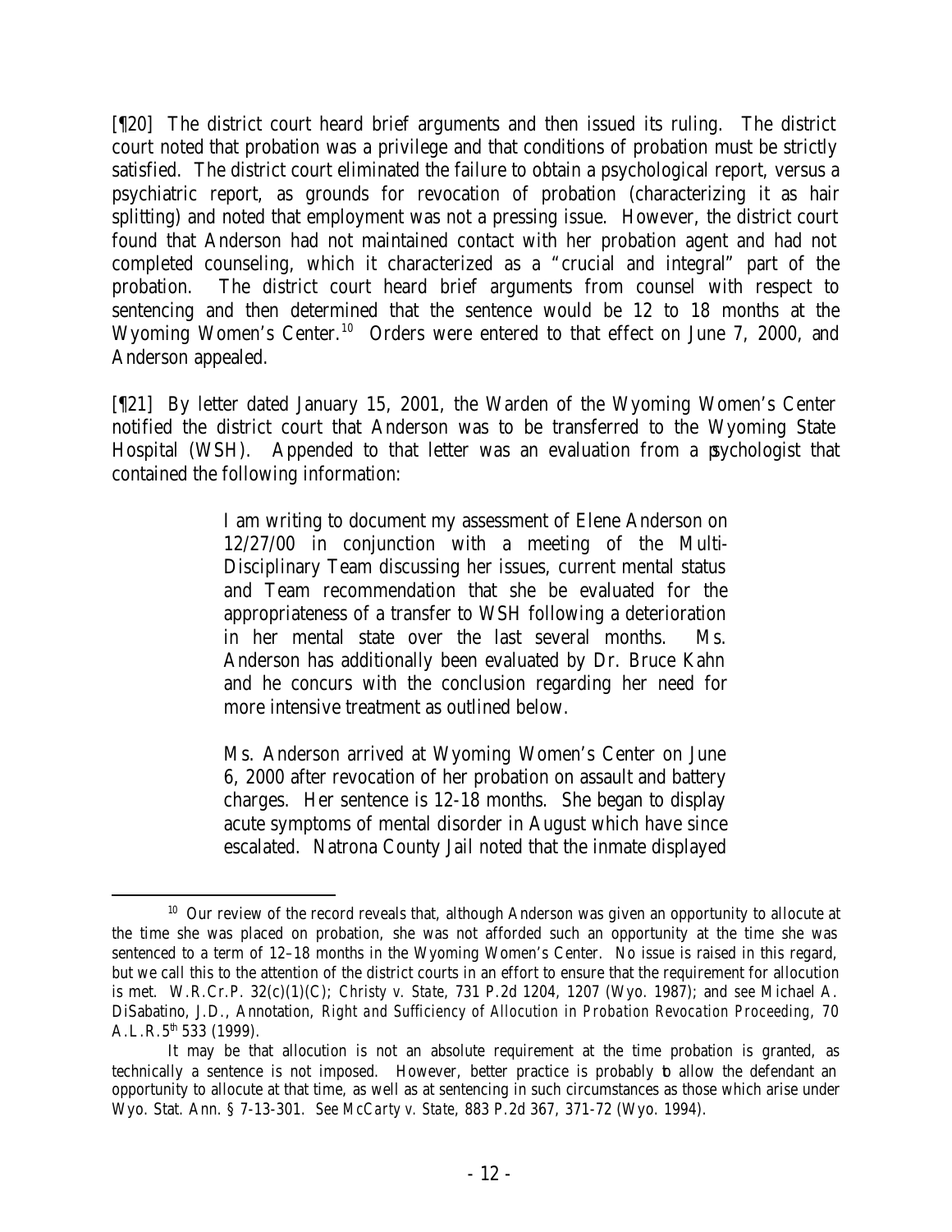[¶20] The district court heard brief arguments and then issued its ruling. The district court noted that probation was a privilege and that conditions of probation must be strictly satisfied. The district court eliminated the failure to obtain a psychological report, versus a psychiatric report, as grounds for revocation of probation (characterizing it as hair splitting) and noted that employment was not a pressing issue. However, the district court found that Anderson had not maintained contact with her probation agent and had not completed counseling, which it characterized as a "crucial and integral" part of the probation. The district court heard brief arguments from counsel with respect to sentencing and then determined that the sentence would be 12 to 18 months at the Wyoming Women's Center.[10] Orders were entered to that effect on June 7, 2000, and Anderson appealed.

[¶21] By letter dated January 15, 2001, the Warden of the Wyoming Women's Center notified the district court that Anderson was to be transferred to the Wyoming State Hospital (WSH). Appended to that letter was an evaluation from a psychologist that contained the following information:

> I am writing to document my assessment of Elene Anderson on 12/27/00 in conjunction with a meeting of the Multi-Disciplinary Team discussing her issues, current mental status and Team recommendation that she be evaluated for the appropriateness of a transfer to WSH following a deterioration in her mental state over the last several months. Ms. Anderson has additionally been evaluated by Dr. Bruce Kahn and he concurs with the conclusion regarding her need for more intensive treatment as outlined below.
>
> Ms. Anderson arrived at Wyoming Women's Center on June 6, 2000 after revocation of her probation on assault and battery charges. Her sentence is 12-18 months. She began to display acute symptoms of mental disorder in August which have since escalated. Natrona County Jail noted that the inmate displayed

[10] Our review of the record reveals that, although Anderson was given an opportunity to allocute at the time she was placed on probation, she was not afforded such an opportunity at the time she was sentenced to a term of 12–18 months in the Wyoming Women's Center. No issue is raised in this regard, but we call this to the attention of the district courts in an effort to ensure that the requirement for allocution is met. W.R.Cr.P. 32(c)(1)(C); *Christy v. State*, 731 P.2d 1204, 1207 (Wyo. 1987); and *see* Michael A. DiSabatino, J.D., Annotation, *Right and Sufficiency of Allocution in Probation Revocation Proceeding*, 70 A.L.R.5th 533 (1999).

It may be that allocution is not an absolute requirement at the time probation is granted, as technically a sentence is not imposed. However, better practice is probably to allow the defendant an opportunity to allocute at that time, as well as at sentencing in such circumstances as those which arise under Wyo. Stat. Ann. § 7-13-301. *See McCarty v. State*, 883 P.2d 367, 371-72 (Wyo. 1994).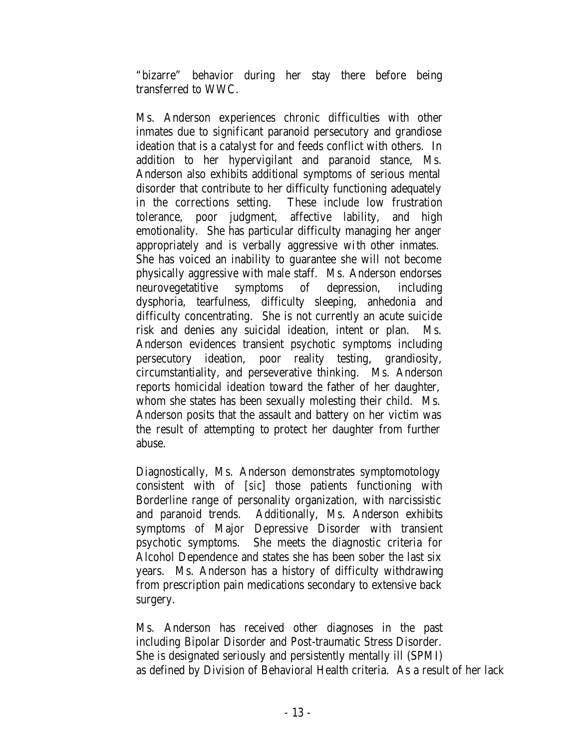"bizarre" behavior during her stay there before being transferred to WWC.

Ms. Anderson experiences chronic difficulties with other inmates due to significant paranoid persecutory and grandiose ideation that is a catalyst for and feeds conflict with others. In addition to her hypervigilant and paranoid stance, Ms. Anderson also exhibits additional symptoms of serious mental disorder that contribute to her difficulty functioning adequately in the corrections setting. These include low frustration tolerance, poor judgment, affective lability, and high emotionality. She has particular difficulty managing her anger appropriately and is verbally aggressive with other inmates. She has voiced an inability to guarantee she will not become physically aggressive with male staff. Ms. Anderson endorses neurovegetatitive symptoms of depression, including dysphoria, tearfulness, difficulty sleeping, anhedonia and difficulty concentrating. She is not currently an acute suicide risk and denies any suicidal ideation, intent or plan. Ms. Anderson evidences transient psychotic symptoms including persecutory ideation, poor reality testing, grandiosity, circumstantiality, and perseverative thinking. Ms. Anderson reports homicidal ideation toward the father of her daughter, whom she states has been sexually molesting their child. Ms. Anderson posits that the assault and battery on her victim was the result of attempting to protect her daughter from further abuse.

Diagnostically, Ms. Anderson demonstrates symptomotology consistent with of [*sic*] those patients functioning with Borderline range of personality organization, with narcissistic and paranoid trends. Additionally, Ms. Anderson exhibits symptoms of Major Depressive Disorder with transient psychotic symptoms. She meets the diagnostic criteria for Alcohol Dependence and states she has been sober the last six years. Ms. Anderson has a history of difficulty withdrawing from prescription pain medications secondary to extensive back surgery.

Ms. Anderson has received other diagnoses in the past including Bipolar Disorder and Post-traumatic Stress Disorder. She is designated seriously and persistently mentally ill (SPMI) as defined by Division of Behavioral Health criteria. As a result of her lack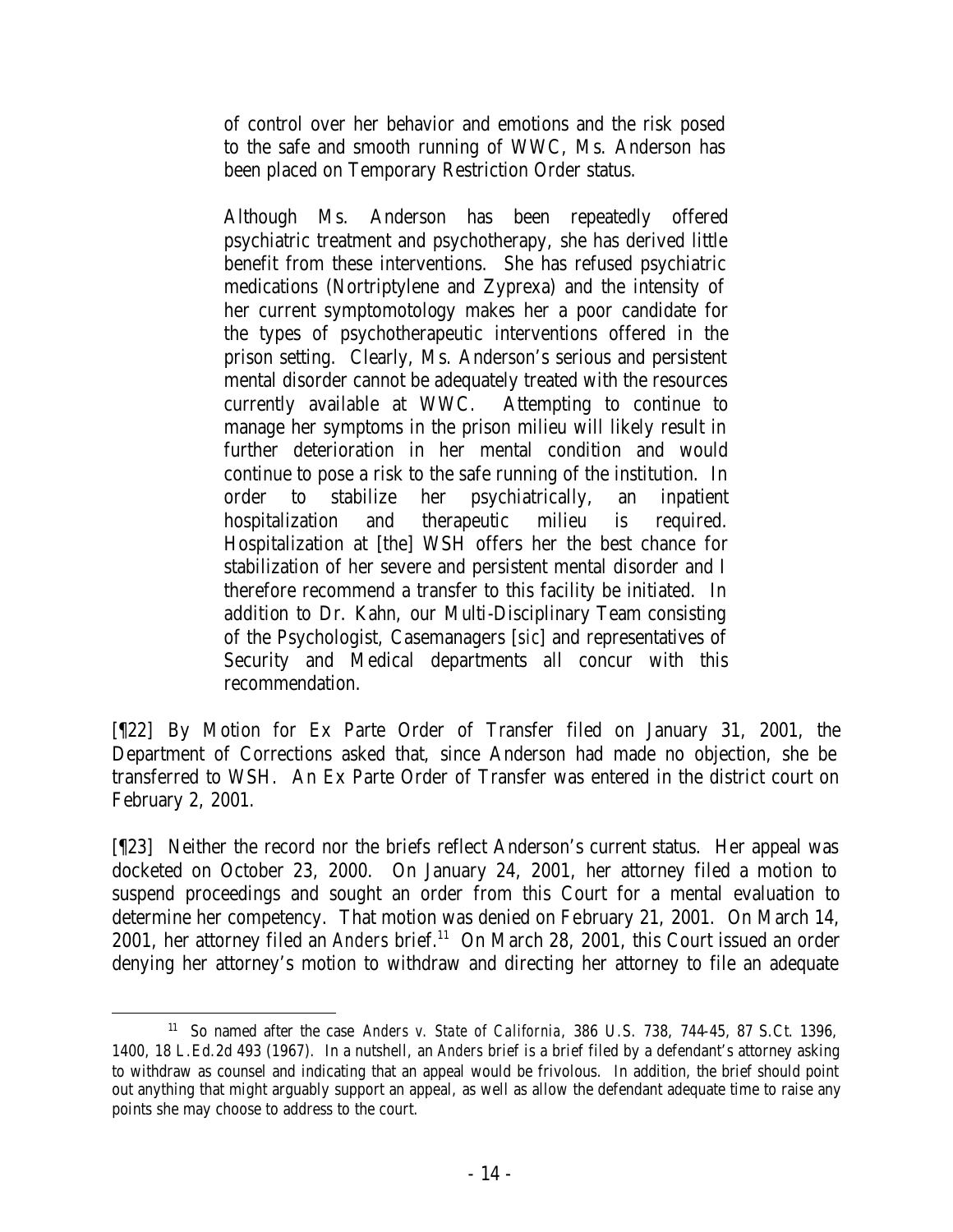> of control over her behavior and emotions and the risk posed to the safe and smooth running of WWC, Ms. Anderson has been placed on Temporary Restriction Order status.
>
> Although Ms. Anderson has been repeatedly offered psychiatric treatment and psychotherapy, she has derived little benefit from these interventions. She has refused psychiatric medications (Nortriptylene and Zyprexa) and the intensity of her current symptomotology makes her a poor candidate for the types of psychotherapeutic interventions offered in the prison setting. Clearly, Ms. Anderson's serious and persistent mental disorder cannot be adequately treated with the resources currently available at WWC. Attempting to continue to manage her symptoms in the prison milieu will likely result in further deterioration in her mental condition and would continue to pose a risk to the safe running of the institution. In order to stabilize her psychiatrically, an inpatient hospitalization and therapeutic milieu is required. Hospitalization at [the] WSH offers her the best chance for stabilization of her severe and persistent mental disorder and I therefore recommend a transfer to this facility be initiated. In addition to Dr. Kahn, our Multi-Disciplinary Team consisting of the Psychologist, Casemanagers [sic] and representatives of Security and Medical departments all concur with this recommendation.

[¶22] By Motion for Ex Parte Order of Transfer filed on January 31, 2001, the Department of Corrections asked that, since Anderson had made no objection, she be transferred to WSH. An Ex Parte Order of Transfer was entered in the district court on February 2, 2001.

[¶23] Neither the record nor the briefs reflect Anderson's current status. Her appeal was docketed on October 23, 2000. On January 24, 2001, her attorney filed a motion to suspend proceedings and sought an order from this Court for a mental evaluation to determine her competency. That motion was denied on February 21, 2001. On March 14, 2001, her attorney filed an *Anders* brief.[11] On March 28, 2001, this Court issued an order denying her attorney's motion to withdraw and directing her attorney to file an adequate

[11] So named after the case *Anders v. State of California*, 386 U.S. 738, 744-45, 87 S.Ct. 1396, 1400, 18 L.Ed.2d 493 (1967). In a nutshell, an *Anders* brief is a brief filed by a defendant's attorney asking to withdraw as counsel and indicating that an appeal would be frivolous. In addition, the brief should point out anything that might arguably support an appeal, as well as allow the defendant adequate time to raise any points she may choose to address to the court.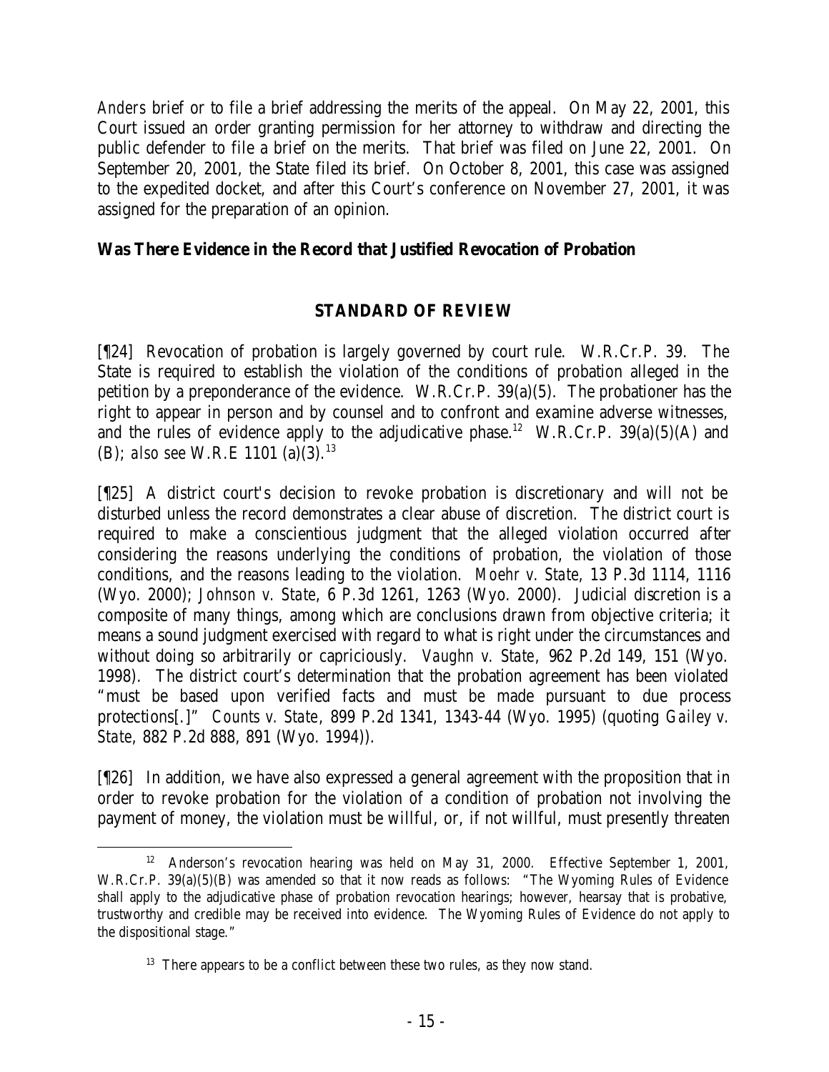*Anders* brief or to file a brief addressing the merits of the appeal. On May 22, 2001, this Court issued an order granting permission for her attorney to withdraw and directing the public defender to file a brief on the merits. That brief was filed on June 22, 2001. On September 20, 2001, the State filed its brief. On October 8, 2001, this case was assigned to the expedited docket, and after this Court's conference on November 27, 2001, it was assigned for the preparation of an opinion.

## Was There Evidence in the Record that Justified Revocation of Probation

### STANDARD OF REVIEW

[¶24] Revocation of probation is largely governed by court rule. W.R.Cr.P. 39. The State is required to establish the violation of the conditions of probation alleged in the petition by a preponderance of the evidence. W.R.Cr.P. 39(a)(5). The probationer has the right to appear in person and by counsel and to confront and examine adverse witnesses, and the rules of evidence apply to the adjudicative phase.[12] W.R.Cr.P. 39(a)(5)(A) and (B); *also see* W.R.E 1101 (a)(3).[13]

[¶25] A district court's decision to revoke probation is discretionary and will not be disturbed unless the record demonstrates a clear abuse of discretion. The district court is required to make a conscientious judgment that the alleged violation occurred after considering the reasons underlying the conditions of probation, the violation of those conditions, and the reasons leading to the violation. *Moehr v. State*, 13 P.3d 1114, 1116 (Wyo. 2000); *Johnson v. State*, 6 P.3d 1261, 1263 (Wyo. 2000). Judicial discretion is a composite of many things, among which are conclusions drawn from objective criteria; it means a sound judgment exercised with regard to what is right under the circumstances and without doing so arbitrarily or capriciously. *Vaughn v. State*, 962 P.2d 149, 151 (Wyo. 1998). The district court's determination that the probation agreement has been violated "must be based upon verified facts and must be made pursuant to due process protections[.]" *Counts v. State*, 899 P.2d 1341, 1343-44 (Wyo. 1995) (quoting *Gailey v. State*, 882 P.2d 888, 891 (Wyo. 1994)).

[¶26] In addition, we have also expressed a general agreement with the proposition that in order to revoke probation for the violation of a condition of probation not involving the payment of money, the violation must be willful, or, if not willful, must presently threaten

---

[12] Anderson's revocation hearing was held on May 31, 2000. Effective September 1, 2001, W.R.Cr.P. 39(a)(5)(B) was amended so that it now reads as follows: "The Wyoming Rules of Evidence shall apply to the adjudicative phase of probation revocation hearings; however, hearsay that is probative, trustworthy and credible may be received into evidence. The Wyoming Rules of Evidence do not apply to the dispositional stage."

[13] There appears to be a conflict between these two rules, as they now stand.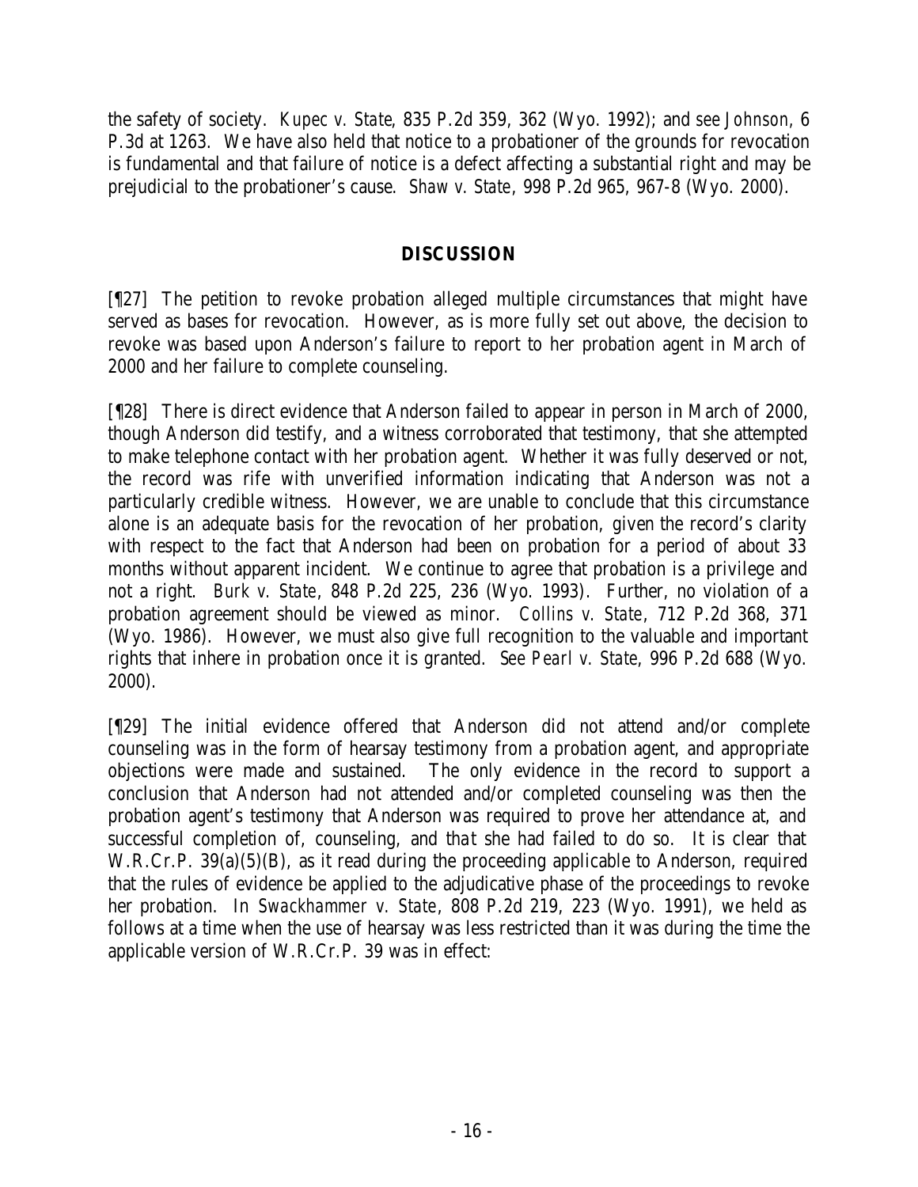the safety of society. *Kupec v. State*, 835 P.2d 359, 362 (Wyo. 1992); and *see Johnson*, 6 P.3d at 1263. We have also held that notice to a probationer of the grounds for revocation is fundamental and that failure of notice is a defect affecting a substantial right and may be prejudicial to the probationer's cause. *Shaw v. State*, 998 P.2d 965, 967-8 (Wyo. 2000).

## DISCUSSION

[¶27] The petition to revoke probation alleged multiple circumstances that might have served as bases for revocation. However, as is more fully set out above, the decision to revoke was based upon Anderson's failure to report to her probation agent in March of 2000 and her failure to complete counseling.

[¶28] There is direct evidence that Anderson failed to appear in person in March of 2000, though Anderson did testify, and a witness corroborated that testimony, that she attempted to make telephone contact with her probation agent. Whether it was fully deserved or not, the record was rife with unverified information indicating that Anderson was not a particularly credible witness. However, we are unable to conclude that this circumstance alone is an adequate basis for the revocation of her probation, given the record's clarity with respect to the fact that Anderson had been on probation for a period of about 33 months without apparent incident. We continue to agree that probation is a privilege and not a right. *Burk v. State*, 848 P.2d 225, 236 (Wyo. 1993). Further, no violation of a probation agreement should be viewed as minor. *Collins v. State*, 712 P.2d 368, 371 (Wyo. 1986). However, we must also give full recognition to the valuable and important rights that inhere in probation once it is granted. *See Pearl v. State*, 996 P.2d 688 (Wyo. 2000).

[¶29] The initial evidence offered that Anderson did not attend and/or complete counseling was in the form of hearsay testimony from a probation agent, and appropriate objections were made and sustained. The only evidence in the record to support a conclusion that Anderson had not attended and/or completed counseling was then the probation agent's testimony that Anderson was required to prove her attendance at, and successful completion of, counseling, and that she had failed to do so. It is clear that W.R.Cr.P. 39(a)(5)(B), as it read during the proceeding applicable to Anderson, required that the rules of evidence be applied to the adjudicative phase of the proceedings to revoke her probation. In *Swackhammer v. State*, 808 P.2d 219, 223 (Wyo. 1991), we held as follows at a time when the use of hearsay was less restricted than it was during the time the applicable version of W.R.Cr.P. 39 was in effect: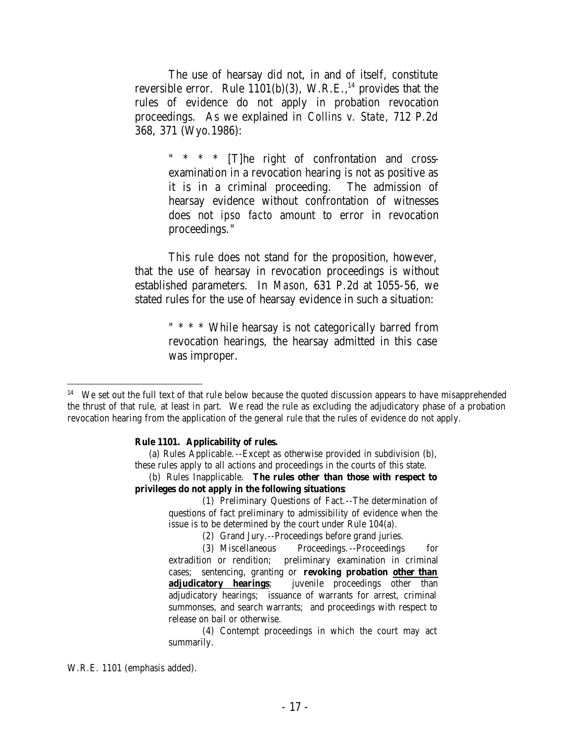The use of hearsay did not, in and of itself, constitute reversible error. Rule 1101(b)(3), W.R.E.,[14] provides that the rules of evidence do not apply in probation revocation proceedings. As we explained in *Collins v. State*, 712 P.2d 368, 371 (Wyo.1986):

> " * * * [T]he right of confrontation and cross-examination in a revocation hearing is not as positive as it is in a criminal proceeding. The admission of hearsay evidence without confrontation of witnesses does not *ipso facto* amount to error in revocation proceedings."

This rule does not stand for the proposition, however, that the use of hearsay in revocation proceedings is without established parameters. In *Mason*, 631 P.2d at 1055-56, we stated rules for the use of hearsay evidence in such a situation:

> " * * * While hearsay is not categorically barred from revocation hearings, the hearsay admitted in this case was improper.

---

[14] We set out the full text of that rule below because the quoted discussion appears to have misapprehended the thrust of that rule, at least in part. We read the rule as excluding the adjudicatory phase of a probation revocation hearing from the application of the general rule that the rules of evidence do not apply.

> **Rule 1101. Applicability of rules.**
>
> (a) Rules Applicable.--Except as otherwise provided in subdivision (b), these rules apply to all actions and proceedings in the courts of this state.
>
> (b) Rules Inapplicable. **The rules other than those with respect to privileges do not apply in the following situations**:
>
> > (1) Preliminary Questions of Fact.--The determination of questions of fact preliminary to admissibility of evidence when the issue is to be determined by the court under Rule 104(a).
> >
> > (2) Grand Jury.--Proceedings before grand juries.
> >
> > (3) Miscellaneous Proceedings.--Proceedings for extradition or rendition; preliminary examination in criminal cases; sentencing, granting or **revoking probation <u>other than adjudicatory hearings</u>**; juvenile proceedings other than adjudicatory hearings; issuance of warrants for arrest, criminal summonses, and search warrants; and proceedings with respect to release on bail or otherwise.
> >
> > (4) Contempt proceedings in which the court may act summarily.

W.R.E. 1101 (emphasis added).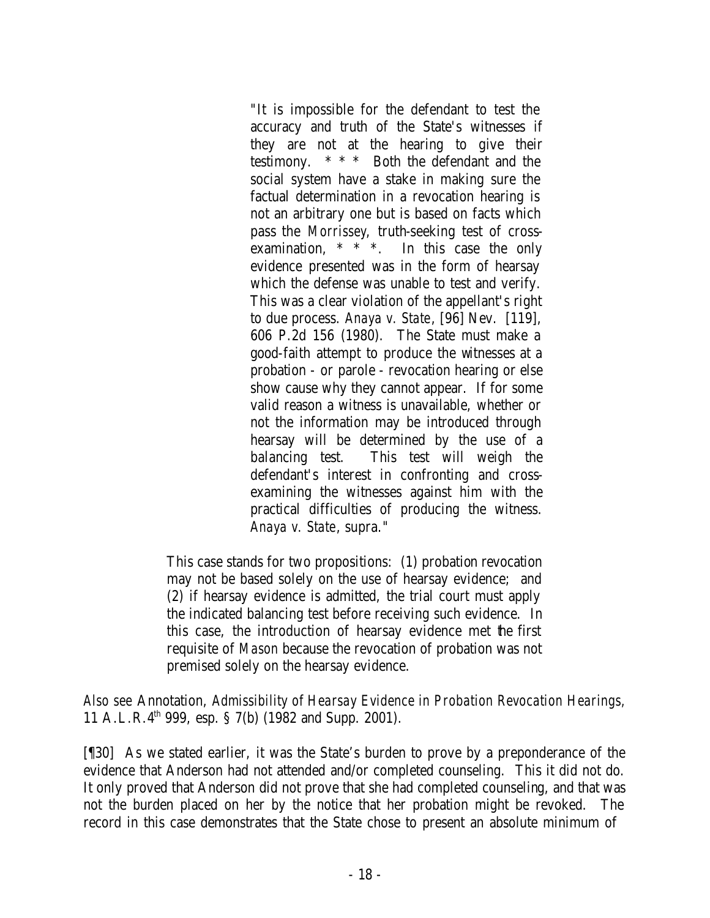> "It is impossible for the defendant to test the accuracy and truth of the State's witnesses if they are not at the hearing to give their testimony. * * * Both the defendant and the social system have a stake in making sure the factual determination in a revocation hearing is not an arbitrary one but is based on facts which pass the *Morrissey*, truth-seeking test of cross-examination, * * *. In this case the only evidence presented was in the form of hearsay which the defense was unable to test and verify. This was a clear violation of the appellant's right to due process. *Anaya v. State*, [96] Nev. [119], 606 P.2d 156 (1980). The State must make a good-faith attempt to produce the witnesses at a probation - or parole - revocation hearing or else show cause why they cannot appear. If for some valid reason a witness is unavailable, whether or not the information may be introduced through hearsay will be determined by the use of a balancing test. This test will weigh the defendant's interest in confronting and cross-examining the witnesses against him with the practical difficulties of producing the witness. *Anaya v. State*, supra."
>
> This case stands for two propositions: (1) probation revocation may not be based solely on the use of hearsay evidence; and (2) if hearsay evidence is admitted, the trial court must apply the indicated balancing test before receiving such evidence. In this case, the introduction of hearsay evidence met the first requisite of *Mason* because the revocation of probation was not premised solely on the hearsay evidence.

*Also see* Annotation, *Admissibility of Hearsay Evidence in Probation Revocation Hearings*, 11 A.L.R.4th 999, esp. § 7(b) (1982 and Supp. 2001).

[¶30] As we stated earlier, it was the State's burden to prove by a preponderance of the evidence that Anderson had not attended and/or completed counseling. This it did not do. It only proved that Anderson did not prove that she had completed counseling, and that was not the burden placed on her by the notice that her probation might be revoked. The record in this case demonstrates that the State chose to present an absolute minimum of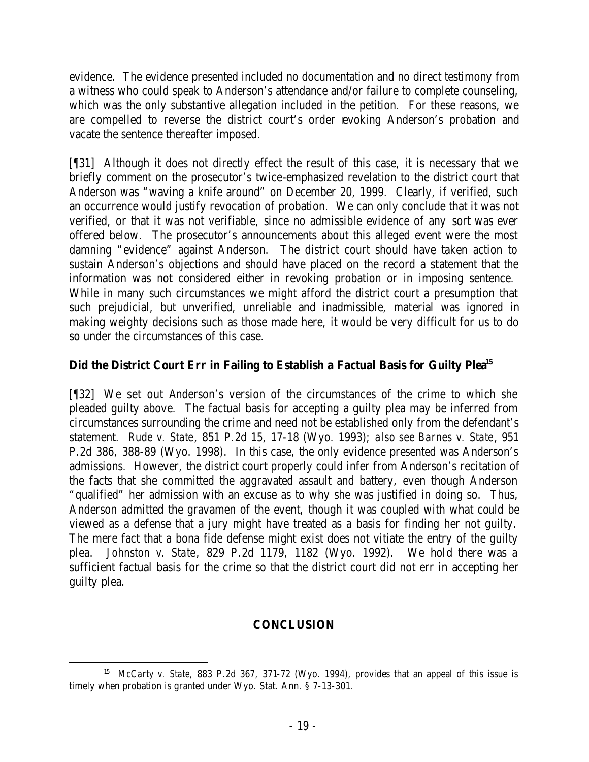evidence. The evidence presented included no documentation and no direct testimony from a witness who could speak to Anderson's attendance and/or failure to complete counseling, which was the only substantive allegation included in the petition. For these reasons, we are compelled to reverse the district court's order revoking Anderson's probation and vacate the sentence thereafter imposed.

[¶31] Although it does not directly effect the result of this case, it is necessary that we briefly comment on the prosecutor's twice-emphasized revelation to the district court that Anderson was "waving a knife around" on December 20, 1999. Clearly, if verified, such an occurrence would justify revocation of probation. We can only conclude that it was not verified, or that it was not verifiable, since no admissible evidence of any sort was ever offered below. The prosecutor's announcements about this alleged event were the most damning "evidence" against Anderson. The district court should have taken action to sustain Anderson's objections and should have placed on the record a statement that the information was not considered either in revoking probation or in imposing sentence. While in many such circumstances we might afford the district court a presumption that such prejudicial, but unverified, unreliable and inadmissible, material was ignored in making weighty decisions such as those made here, it would be very difficult for us to do so under the circumstances of this case.

### Did the District Court Err in Failing to Establish a Factual Basis for Guilty Plea[15]

[¶32] We set out Anderson's version of the circumstances of the crime to which she pleaded guilty above. The factual basis for accepting a guilty plea may be inferred from circumstances surrounding the crime and need not be established only from the defendant's statement. *Rude v. State*, 851 P.2d 15, 17-18 (Wyo. 1993); *also see Barnes v. State*, 951 P.2d 386, 388-89 (Wyo. 1998). In this case, the only evidence presented was Anderson's admissions. However, the district court properly could infer from Anderson's recitation of the facts that she committed the aggravated assault and battery, even though Anderson "qualified" her admission with an excuse as to why she was justified in doing so. Thus, Anderson admitted the gravamen of the event, though it was coupled with what could be viewed as a defense that a jury might have treated as a basis for finding her not guilty. The mere fact that a bona fide defense might exist does not vitiate the entry of the guilty plea. *Johnston v. State*, 829 P.2d 1179, 1182 (Wyo. 1992). We hold there was a sufficient factual basis for the crime so that the district court did not err in accepting her guilty plea.

## CONCLUSION

---

[15] *McCarty v. State*, 883 P.2d 367, 371-72 (Wyo. 1994), provides that an appeal of this issue is timely when probation is granted under Wyo. Stat. Ann. § 7-13-301.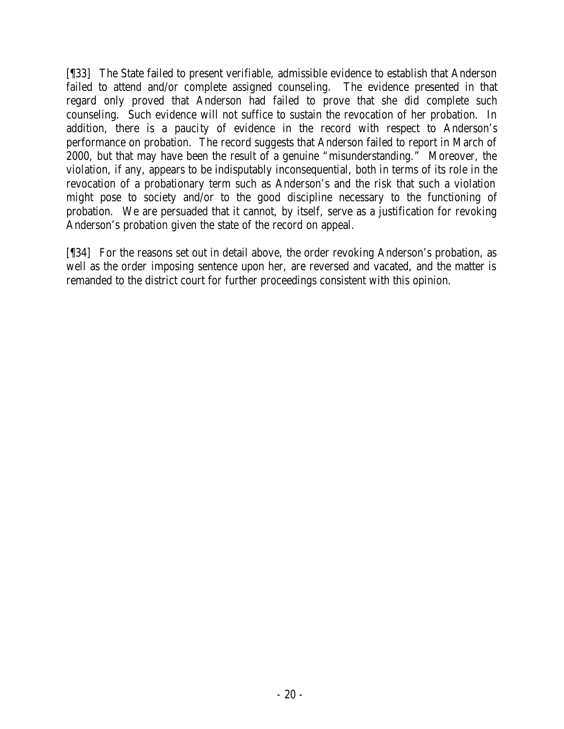[¶33] The State failed to present verifiable, admissible evidence to establish that Anderson failed to attend and/or complete assigned counseling. The evidence presented in that regard only proved that Anderson had failed to prove that she did complete such counseling. Such evidence will not suffice to sustain the revocation of her probation. In addition, there is a paucity of evidence in the record with respect to Anderson's performance on probation. The record suggests that Anderson failed to report in March of 2000, but that may have been the result of a genuine "misunderstanding." Moreover, the violation, if any, appears to be indisputably inconsequential, both in terms of its role in the revocation of a probationary term such as Anderson's and the risk that such a violation might pose to society and/or to the good discipline necessary to the functioning of probation. We are persuaded that it cannot, by itself, serve as a justification for revoking Anderson's probation given the state of the record on appeal.

[¶34] For the reasons set out in detail above, the order revoking Anderson's probation, as well as the order imposing sentence upon her, are reversed and vacated, and the matter is remanded to the district court for further proceedings consistent with this opinion.